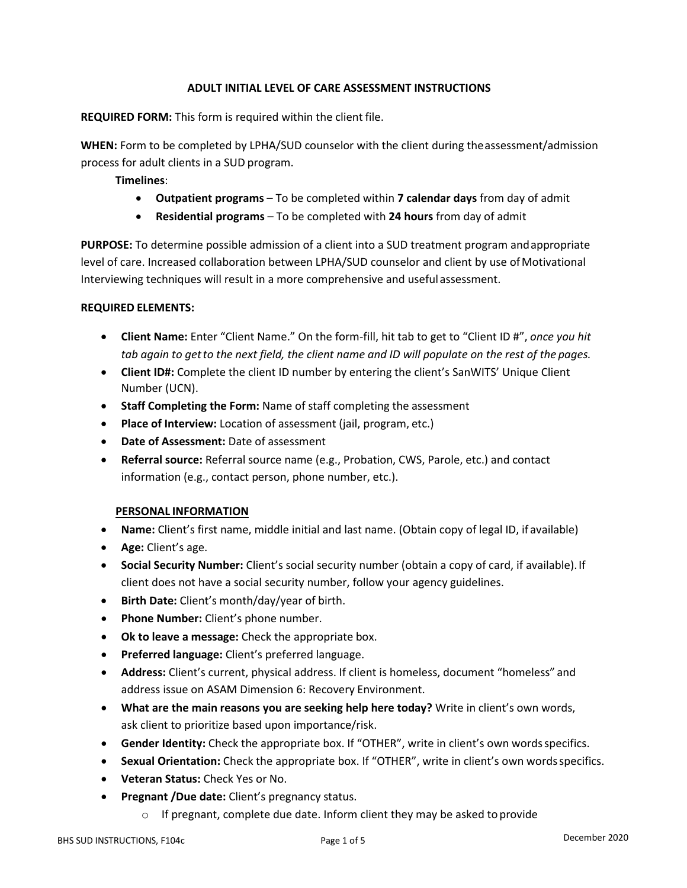# ADULT INITIAL LEVEL OF CARE ASSESSMENT INSTRUCTIONS

**REQUIRED FORM:** This form is required within the client file.

**WHEN:** Form to be completed by LPHA/SUD counselor with the client during the assessment/admission process for adult clients in a SUD program.

**Timelines**:

- **Outpatient programs** – To be completed within **7 calendar days** from day of admit
- **Residential programs** – To be completed with **24 hours** from day of admit

**PURPOSE:** To determine possible admission of a client into a SUD treatment program and appropriate level of care. Increased collaboration between LPHA/SUD counselor and client by use of Motivational Interviewing techniques will result in a more comprehensive and useful assessment.

**REQUIRED ELEMENTS:**

- **Client Name:** Enter "Client Name." On the form-fill, hit tab to get to "Client ID #", *once you hit tab again to get to the next field, the client name and ID will populate on the rest of the pages.*
- **Client ID#:** Complete the client ID number by entering the client's SanWITS' Unique Client Number (UCN).
- **Staff Completing the Form:** Name of staff completing the assessment
- **Place of Interview:** Location of assessment (jail, program, etc.)
- **Date of Assessment:** Date of assessment
- **Referral source:** Referral source name (e.g., Probation, CWS, Parole, etc.) and contact information (e.g., contact person, phone number, etc.).

## PERSONAL INFORMATION

- **Name:** Client's first name, middle initial and last name. (Obtain copy of legal ID, if available)
- **Age:** Client's age.
- **Social Security Number:** Client's social security number (obtain a copy of card, if available). If client does not have a social security number, follow your agency guidelines.
- **Birth Date:** Client's month/day/year of birth.
- **Phone Number:** Client's phone number.
- **Ok to leave a message:** Check the appropriate box.
- **Preferred language:** Client's preferred language.
- **Address:** Client's current, physical address. If client is homeless, document "homeless" and address issue on ASAM Dimension 6: Recovery Environment.
- **What are the main reasons you are seeking help here today?** Write in client's own words, ask client to prioritize based upon importance/risk.
- **Gender Identity:** Check the appropriate box. If "OTHER", write in client's own words specifics.
- **Sexual Orientation:** Check the appropriate box. If "OTHER", write in client's own words specifics.
- **Veteran Status:** Check Yes or No.
- **Pregnant /Due date:** Client's pregnancy status.
  - If pregnant, complete due date. Inform client they may be asked to provide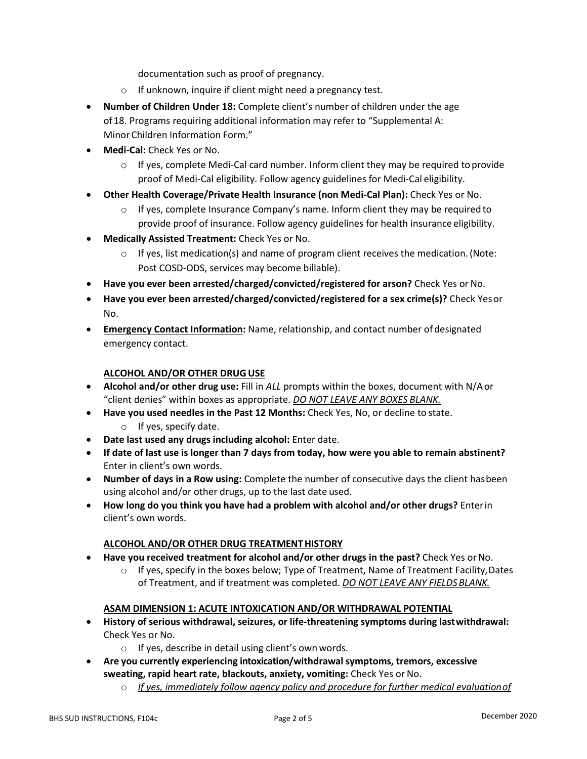documentation such as proof of pregnancy.
  - If unknown, inquire if client might need a pregnancy test.
- **Number of Children Under 18:** Complete client's number of children under the age of 18. Programs requiring additional information may refer to "Supplemental A: Minor Children Information Form."
- **Medi-Cal:** Check Yes or No.
  - If yes, complete Medi-Cal card number. Inform client they may be required to provide proof of Medi-Cal eligibility. Follow agency guidelines for Medi-Cal eligibility.
- **Other Health Coverage/Private Health Insurance (non Medi-Cal Plan):** Check Yes or No.
  - If yes, complete Insurance Company's name. Inform client they may be required to provide proof of insurance. Follow agency guidelines for health insurance eligibility.
- **Medically Assisted Treatment:** Check Yes or No.
  - If yes, list medication(s) and name of program client receives the medication. (Note: Post COSD-ODS, services may become billable).
- **Have you ever been arrested/charged/convicted/registered for arson?** Check Yes or No.
- **Have you ever been arrested/charged/convicted/registered for a sex crime(s)?** Check Yes or No.
- **<u>Emergency Contact Information</u>:** Name, relationship, and contact number of designated emergency contact.

**<u>ALCOHOL AND/OR OTHER DRUG USE</u>**

- **Alcohol and/or other drug use:** Fill in *ALL* prompts within the boxes, document with N/A or "client denies" within boxes as appropriate. ***<u>DO NOT LEAVE ANY BOXES BLANK.</u>***
- **Have you used needles in the Past 12 Months:** Check Yes, No, or decline to state.
  - If yes, specify date.
- **Date last used any drugs including alcohol:** Enter date.
- **If date of last use is longer than 7 days from today, how were you able to remain abstinent?** Enter in client's own words.
- **Number of days in a Row using:** Complete the number of consecutive days the client has been using alcohol and/or other drugs, up to the last date used.
- **How long do you think you have had a problem with alcohol and/or other drugs?** Enter in client's own words.

**<u>ALCOHOL AND/OR OTHER DRUG TREATMENT HISTORY</u>**

- **Have you received treatment for alcohol and/or other drugs in the past?** Check Yes or No.
  - If yes, specify in the boxes below; Type of Treatment, Name of Treatment Facility, Dates of Treatment, and if treatment was completed. ***<u>DO NOT LEAVE ANY FIELDS BLANK.</u>***

**<u>ASAM DIMENSION 1: ACUTE INTOXICATION AND/OR WITHDRAWAL POTENTIAL</u>**

- **History of serious withdrawal, seizures, or life-threatening symptoms during last withdrawal:** Check Yes or No.
  - If yes, describe in detail using client's own words.
- **Are you currently experiencing intoxication/withdrawal symptoms, tremors, excessive sweating, rapid heart rate, blackouts, anxiety, vomiting:** Check Yes or No.
  - *<u>If yes, immediately follow agency policy and procedure for further medical evaluation of</u>*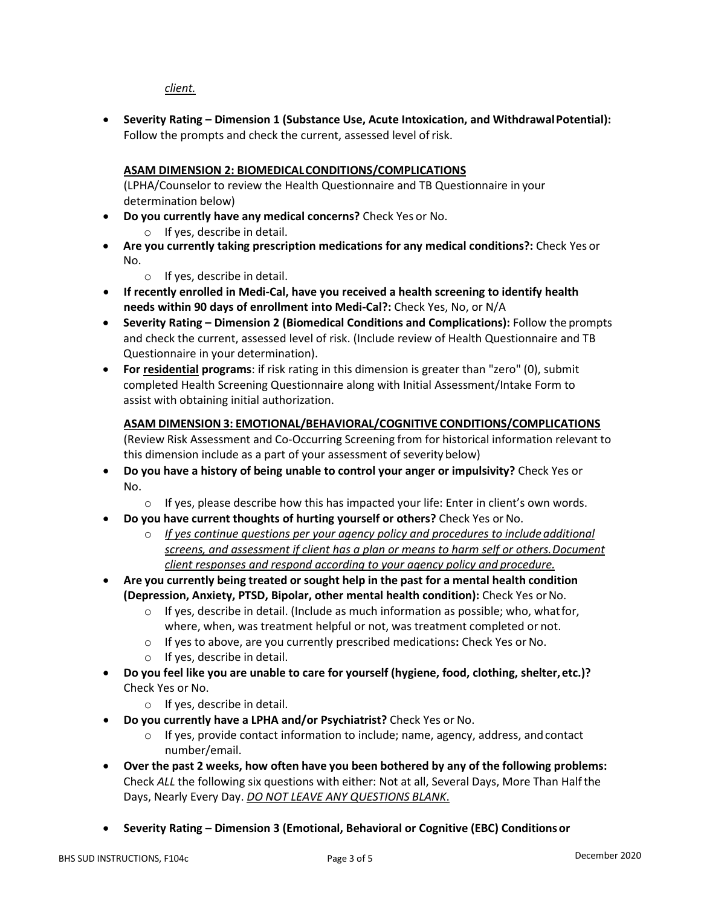*client.*

- **Severity Rating – Dimension 1 (Substance Use, Acute Intoxication, and Withdrawal Potential):** Follow the prompts and check the current, assessed level of risk.

**ASAM DIMENSION 2: BIOMEDICAL CONDITIONS/COMPLICATIONS**

(LPHA/Counselor to review the Health Questionnaire and TB Questionnaire in your determination below)

- **Do you currently have any medical concerns?** Check Yes or No.
  - If yes, describe in detail.
- **Are you currently taking prescription medications for any medical conditions?:** Check Yes or No.
  - If yes, describe in detail.
- **If recently enrolled in Medi-Cal, have you received a health screening to identify health needs within 90 days of enrollment into Medi-Cal?:** Check Yes, No, or N/A
- **Severity Rating – Dimension 2 (Biomedical Conditions and Complications):** Follow the prompts and check the current, assessed level of risk. (Include review of Health Questionnaire and TB Questionnaire in your determination).
- **For residential programs**: if risk rating in this dimension is greater than "zero" (0), submit completed Health Screening Questionnaire along with Initial Assessment/Intake Form to assist with obtaining initial authorization.

**ASAM DIMENSION 3: EMOTIONAL/BEHAVIORAL/COGNITIVE CONDITIONS/COMPLICATIONS**

(Review Risk Assessment and Co-Occurring Screening from for historical information relevant to this dimension include as a part of your assessment of severity below)

- **Do you have a history of being unable to control your anger or impulsivity?** Check Yes or No.
  - If yes, please describe how this has impacted your life: Enter in client's own words.
- **Do you have current thoughts of hurting yourself or others?** Check Yes or No.
  - *If yes continue questions per your agency policy and procedures to include additional screens, and assessment if client has a plan or means to harm self or others. Document client responses and respond according to your agency policy and procedure.*
- **Are you currently being treated or sought help in the past for a mental health condition (Depression, Anxiety, PTSD, Bipolar, other mental health condition):** Check Yes or No.
  - If yes, describe in detail. (Include as much information as possible; who, what for, where, when, was treatment helpful or not, was treatment completed or not.
  - If yes to above, are you currently prescribed medications**:** Check Yes or No.
  - If yes, describe in detail.
- **Do you feel like you are unable to care for yourself (hygiene, food, clothing, shelter, etc.)?** Check Yes or No.
  - If yes, describe in detail.
- **Do you currently have a LPHA and/or Psychiatrist?** Check Yes or No.
  - If yes, provide contact information to include; name, agency, address, and contact number/email.
- **Over the past 2 weeks, how often have you been bothered by any of the following problems:** Check *ALL* the following six questions with either: Not at all, Several Days, More Than Half the Days, Nearly Every Day. *DO NOT LEAVE ANY QUESTIONS BLANK*.
- **Severity Rating – Dimension 3 (Emotional, Behavioral or Cognitive (EBC) Conditions or**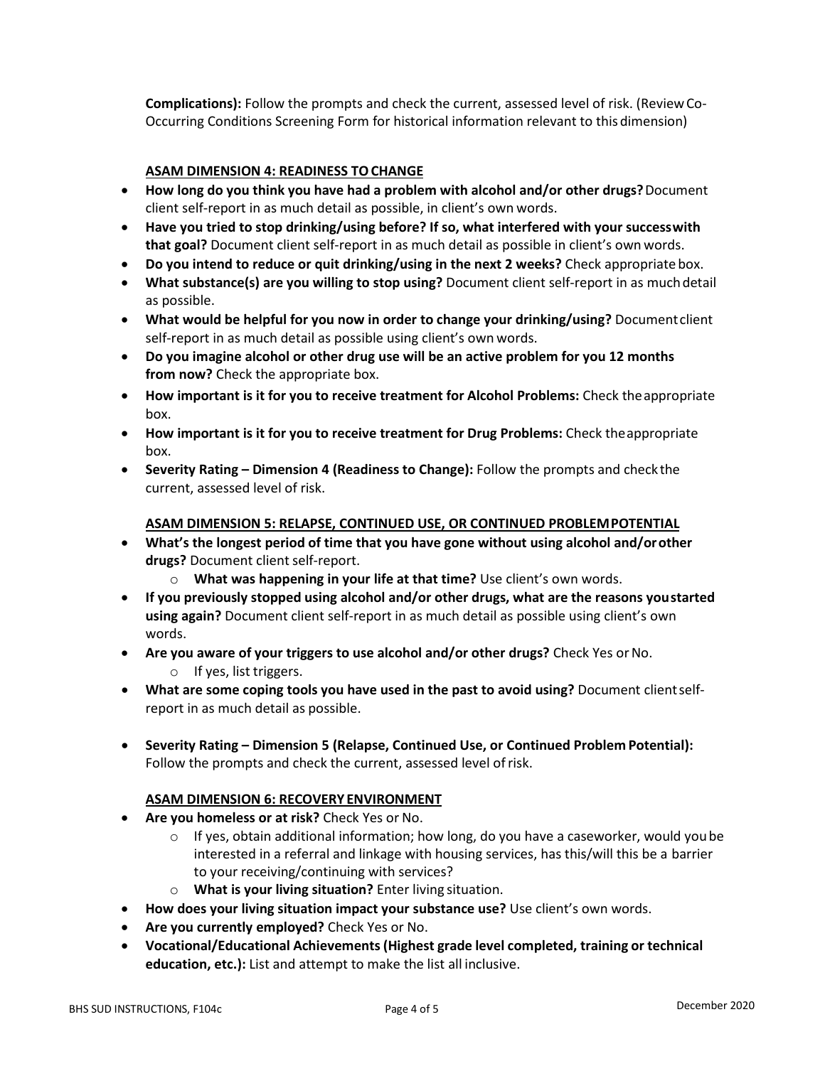**Complications):** Follow the prompts and check the current, assessed level of risk. (Review Co-Occurring Conditions Screening Form for historical information relevant to this dimension)

### ASAM DIMENSION 4: READINESS TO CHANGE

- **How long do you think you have had a problem with alcohol and/or other drugs?** Document client self-report in as much detail as possible, in client's own words.
- **Have you tried to stop drinking/using before? If so, what interfered with your success with that goal?** Document client self-report in as much detail as possible in client's own words.
- **Do you intend to reduce or quit drinking/using in the next 2 weeks?** Check appropriate box.
- **What substance(s) are you willing to stop using?** Document client self-report in as much detail as possible.
- **What would be helpful for you now in order to change your drinking/using?** Document client self-report in as much detail as possible using client's own words.
- **Do you imagine alcohol or other drug use will be an active problem for you 12 months from now?** Check the appropriate box.
- **How important is it for you to receive treatment for Alcohol Problems:** Check the appropriate box.
- **How important is it for you to receive treatment for Drug Problems:** Check the appropriate box.
- **Severity Rating – Dimension 4 (Readiness to Change):** Follow the prompts and check the current, assessed level of risk.

### ASAM DIMENSION 5: RELAPSE, CONTINUED USE, OR CONTINUED PROBLEM POTENTIAL

- **What's the longest period of time that you have gone without using alcohol and/or other drugs?** Document client self-report.
  - **What was happening in your life at that time?** Use client's own words.
- **If you previously stopped using alcohol and/or other drugs, what are the reasons you started using again?** Document client self-report in as much detail as possible using client's own words.
- **Are you aware of your triggers to use alcohol and/or other drugs?** Check Yes or No.
  - If yes, list triggers.
- **What are some coping tools you have used in the past to avoid using?** Document client self-report in as much detail as possible.
- **Severity Rating – Dimension 5 (Relapse, Continued Use, or Continued Problem Potential):** Follow the prompts and check the current, assessed level of risk.

### ASAM DIMENSION 6: RECOVERY ENVIRONMENT

- **Are you homeless or at risk?** Check Yes or No.
  - If yes, obtain additional information; how long, do you have a caseworker, would you be interested in a referral and linkage with housing services, has this/will this be a barrier to your receiving/continuing with services?
  - **What is your living situation?** Enter living situation.
- **How does your living situation impact your substance use?** Use client's own words.
- **Are you currently employed?** Check Yes or No.
- **Vocational/Educational Achievements (Highest grade level completed, training or technical education, etc.):** List and attempt to make the list all inclusive.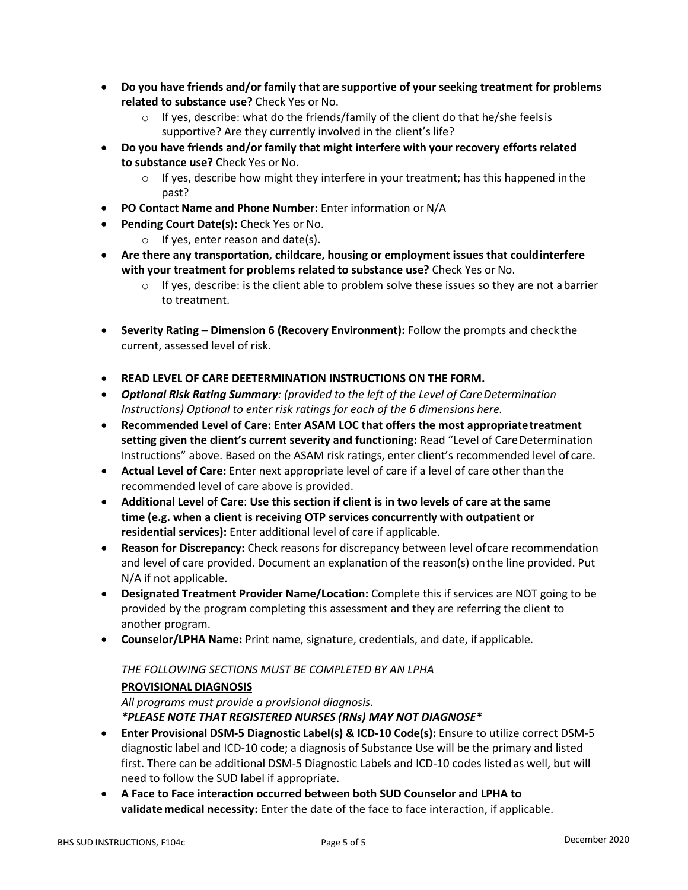- **Do you have friends and/or family that are supportive of your seeking treatment for problems related to substance use?** Check Yes or No.
  - If yes, describe: what do the friends/family of the client do that he/she feelsis supportive? Are they currently involved in the client's life?
- **Do you have friends and/or family that might interfere with your recovery efforts related to substance use?** Check Yes or No.
  - If yes, describe how might they interfere in your treatment; has this happened inthe past?
- **PO Contact Name and Phone Number:** Enter information or N/A
- **Pending Court Date(s):** Check Yes or No.
  - If yes, enter reason and date(s).
- **Are there any transportation, childcare, housing or employment issues that couldinterfere with your treatment for problems related to substance use?** Check Yes or No.
  - If yes, describe: is the client able to problem solve these issues so they are not abarrier to treatment.
- **Severity Rating – Dimension 6 (Recovery Environment):** Follow the prompts and checkthe current, assessed level of risk.
- **READ LEVEL OF CARE DEETERMINATION INSTRUCTIONS ON THE FORM.**
- ***Optional Risk Rating Summary**: (provided to the left of the Level of CareDetermination Instructions) Optional to enter risk ratings for each of the 6 dimensions here.*
- **Recommended Level of Care: Enter ASAM LOC that offers the most appropriatetreatment setting given the client's current severity and functioning:** Read "Level of CareDetermination Instructions" above. Based on the ASAM risk ratings, enter client's recommended level of care.
- **Actual Level of Care:** Enter next appropriate level of care if a level of care other thanthe recommended level of care above is provided.
- **Additional Level of Care**: **Use this section if client is in two levels of care at the same time (e.g. when a client is receiving OTP services concurrently with outpatient or residential services):** Enter additional level of care if applicable.
- **Reason for Discrepancy:** Check reasons for discrepancy between level ofcare recommendation and level of care provided. Document an explanation of the reason(s) onthe line provided. Put N/A if not applicable.
- **Designated Treatment Provider Name/Location:** Complete this if services are NOT going to be provided by the program completing this assessment and they are referring the client to another program.
- **Counselor/LPHA Name:** Print name, signature, credentials, and date, if applicable.

*THE FOLLOWING SECTIONS MUST BE COMPLETED BY AN LPHA*

**PROVISIONAL DIAGNOSIS**

*All programs must provide a provisional diagnosis.*

***PLEASE NOTE THAT REGISTERED NURSES (RNs) MAY NOT DIAGNOSE***

- **Enter Provisional DSM-5 Diagnostic Label(s) & ICD-10 Code(s):** Ensure to utilize correct DSM-5 diagnostic label and ICD-10 code; a diagnosis of Substance Use will be the primary and listed first. There can be additional DSM-5 Diagnostic Labels and ICD-10 codes listedas well, but will need to follow the SUD label if appropriate.
- **A Face to Face interaction occurred between both SUD Counselor and LPHA to validatemedical necessity:** Enter the date of the face to face interaction, if applicable.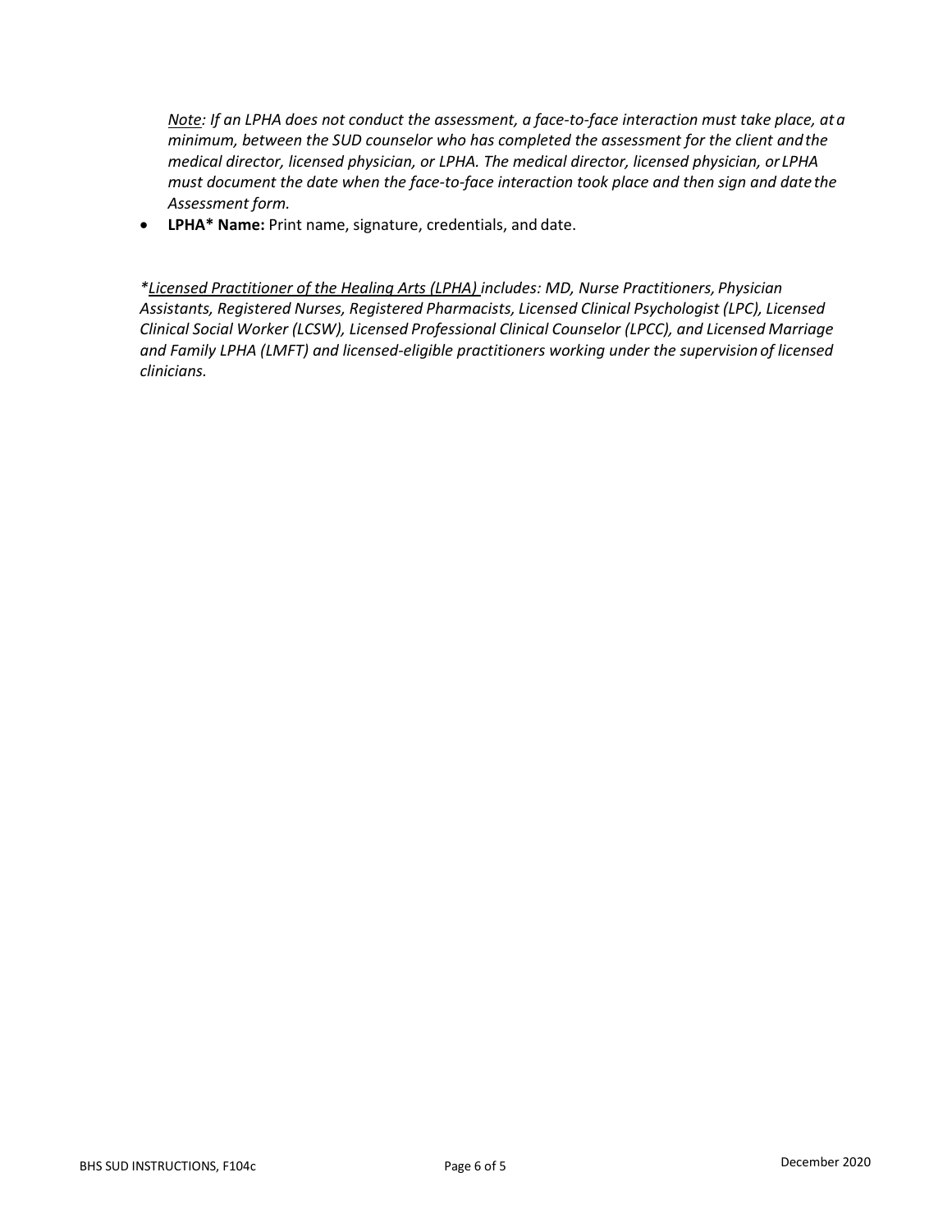*Note: If an LPHA does not conduct the assessment, a face-to-face interaction must take place, at a minimum, between the SUD counselor who has completed the assessment for the client and the medical director, licensed physician, or LPHA. The medical director, licensed physician, or LPHA must document the date when the face-to-face interaction took place and then sign and date the Assessment form.*

- **LPHA* Name:** Print name, signature, credentials, and date.

**\***Licensed Practitioner of the Healing Arts (LPHA) *includes: MD, Nurse Practitioners, Physician Assistants, Registered Nurses, Registered Pharmacists, Licensed Clinical Psychologist (LPC), Licensed Clinical Social Worker (LCSW), Licensed Professional Clinical Counselor (LPCC), and Licensed Marriage and Family LPHA (LMFT) and licensed-eligible practitioners working under the supervision of licensed clinicians.*